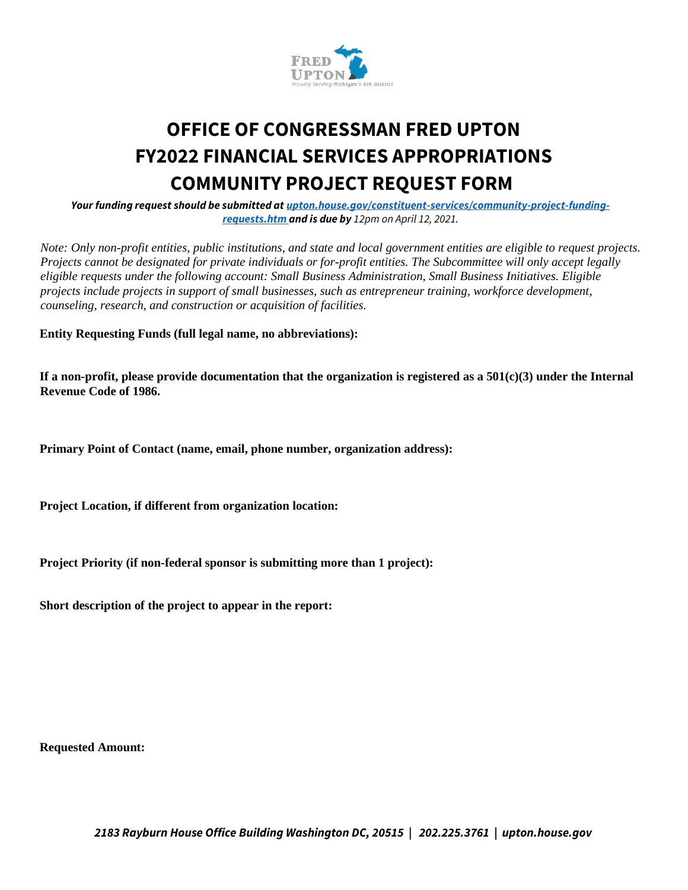# OFFICE OF CONGRESSMAN FRED UPTON
# FY2022 FINANCIAL SERVICES APPROPRIATIONS
# COMMUNITY PROJECT REQUEST FORM

***Your funding request should be submitted at [upton.house.gov/constituent-services/community-project-funding-requests.htm](upton.house.gov/constituent-services/community-project-funding-requests.htm) and is due by** 12pm on April 12, 2021.*

*Note: Only non-profit entities, public institutions, and state and local government entities are eligible to request projects. Projects cannot be designated for private individuals or for-profit entities. The Subcommittee will only accept legally eligible requests under the following account: Small Business Administration, Small Business Initiatives. Eligible projects include projects in support of small businesses, such as entrepreneur training, workforce development, counseling, research, and construction or acquisition of facilities.*

**Entity Requesting Funds (full legal name, no abbreviations):**

**If a non-profit, please provide documentation that the organization is registered as a 501(c)(3) under the Internal Revenue Code of 1986.**

**Primary Point of Contact (name, email, phone number, organization address):**

**Project Location, if different from organization location:**

**Project Priority (if non-federal sponsor is submitting more than 1 project):**

**Short description of the project to appear in the report:**

**Requested Amount:**

*2183 Rayburn House Office Building Washington DC, 20515 | 202.225.3761 | upton.house.gov*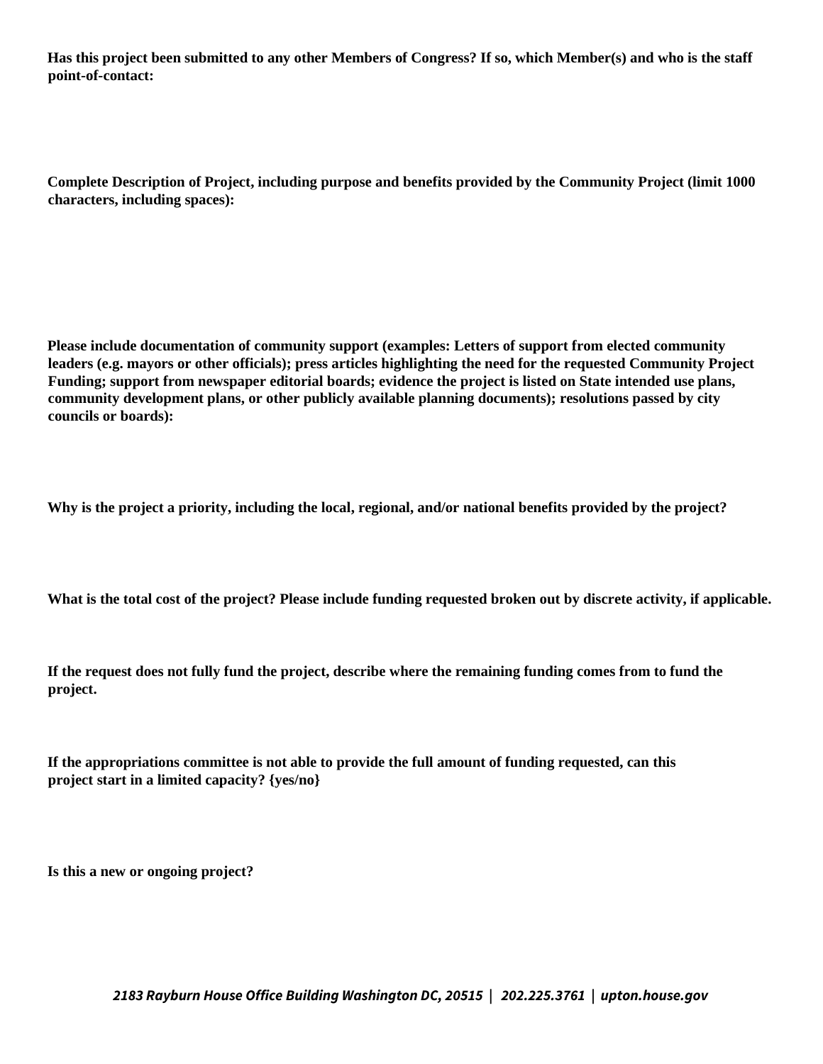**Has this project been submitted to any other Members of Congress? If so, which Member(s) and who is the staff point-of-contact:**

**Complete Description of Project, including purpose and benefits provided by the Community Project (limit 1000 characters, including spaces):**

**Please include documentation of community support (examples: Letters of support from elected community leaders (e.g. mayors or other officials); press articles highlighting the need for the requested Community Project Funding; support from newspaper editorial boards; evidence the project is listed on State intended use plans, community development plans, or other publicly available planning documents); resolutions passed by city councils or boards):**

**Why is the project a priority, including the local, regional, and/or national benefits provided by the project?**

**What is the total cost of the project? Please include funding requested broken out by discrete activity, if applicable.**

**If the request does not fully fund the project, describe where the remaining funding comes from to fund the project.**

**If the appropriations committee is not able to provide the full amount of funding requested, can this project start in a limited capacity? {yes/no}**

**Is this a new or ongoing project?**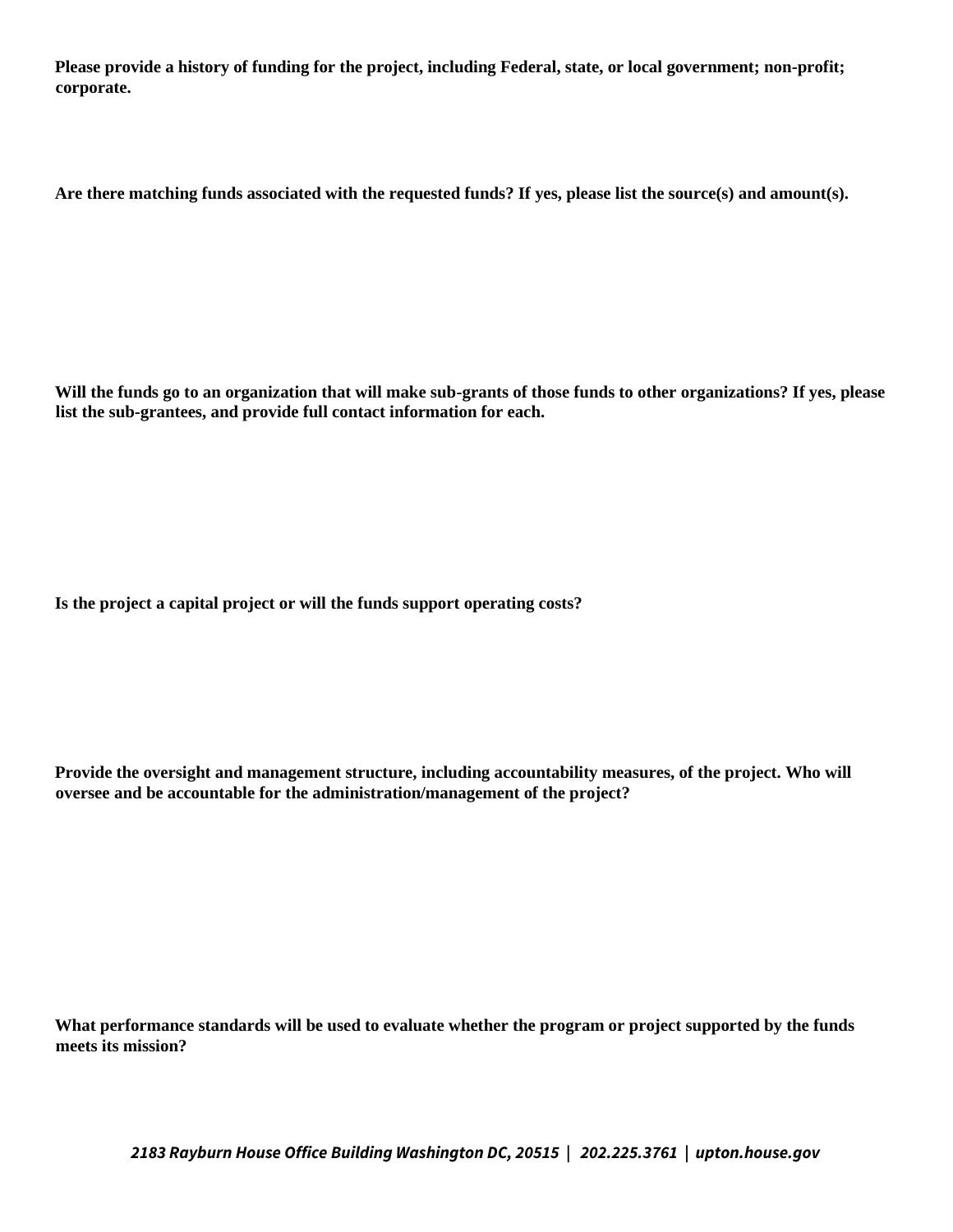**Please provide a history of funding for the project, including Federal, state, or local government; non-profit; corporate.**

**Are there matching funds associated with the requested funds? If yes, please list the source(s) and amount(s).**

**Will the funds go to an organization that will make sub-grants of those funds to other organizations? If yes, please list the sub-grantees, and provide full contact information for each.**

**Is the project a capital project or will the funds support operating costs?**

**Provide the oversight and management structure, including accountability measures, of the project. Who will oversee and be accountable for the administration/management of the project?**

**What performance standards will be used to evaluate whether the program or project supported by the funds meets its mission?**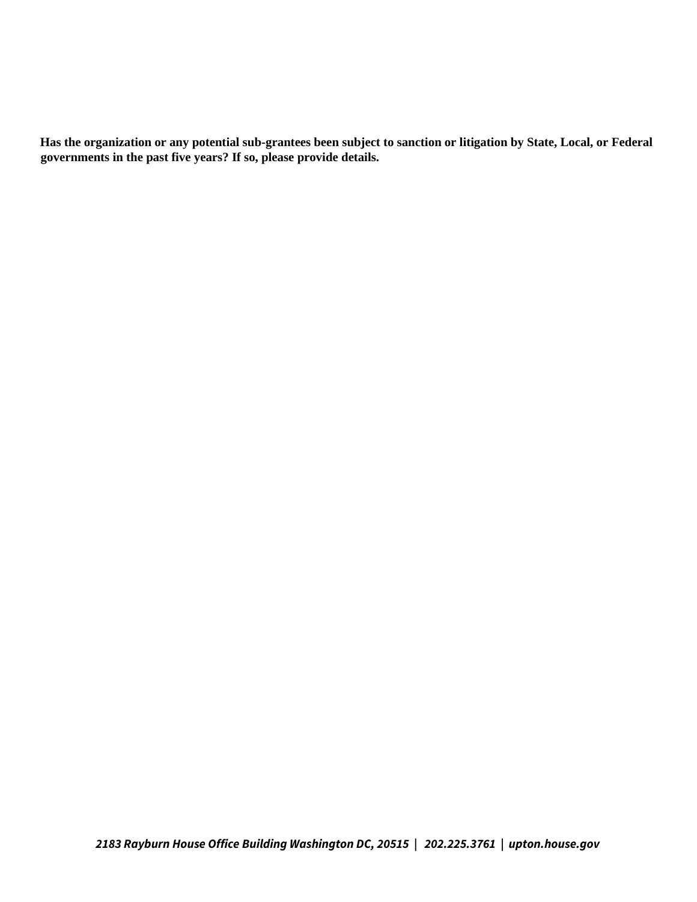**Has the organization or any potential sub-grantees been subject to sanction or litigation by State, Local, or Federal governments in the past five years? If so, please provide details.**